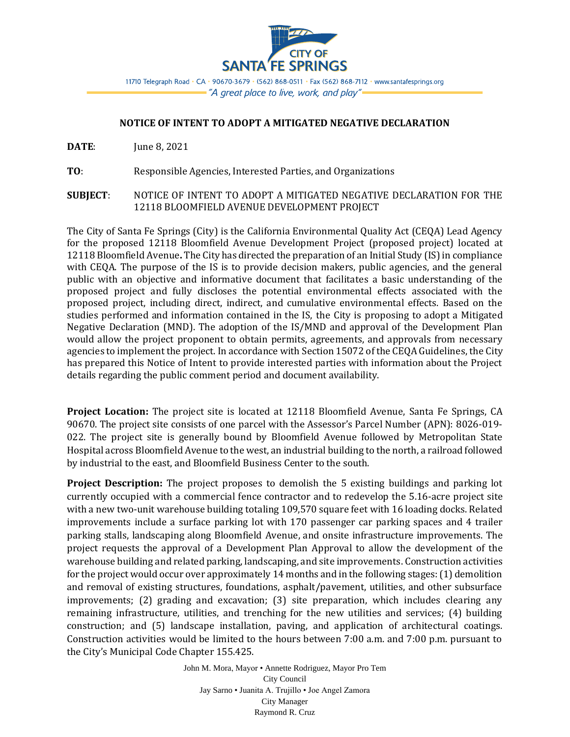CITY OF SANTA FE SPRINGS

11710 Telegraph Road • CA • 90670-3679 • (562) 868-0511 • Fax (562) 868-7112 • www.santafesprings.org

*"A great place to live, work, and play"*

## NOTICE OF INTENT TO ADOPT A MITIGATED NEGATIVE DECLARATION

**DATE**: June 8, 2021

**TO**: Responsible Agencies, Interested Parties, and Organizations

**SUBJECT**: NOTICE OF INTENT TO ADOPT A MITIGATED NEGATIVE DECLARATION FOR THE 12118 BLOOMFIELD AVENUE DEVELOPMENT PROJECT

The City of Santa Fe Springs (City) is the California Environmental Quality Act (CEQA) Lead Agency for the proposed 12118 Bloomfield Avenue Development Project (proposed project) located at 12118 Bloomfield Avenue**.** The City has directed the preparation of an Initial Study (IS) in compliance with CEQA. The purpose of the IS is to provide decision makers, public agencies, and the general public with an objective and informative document that facilitates a basic understanding of the proposed project and fully discloses the potential environmental effects associated with the proposed project, including direct, indirect, and cumulative environmental effects. Based on the studies performed and information contained in the IS, the City is proposing to adopt a Mitigated Negative Declaration (MND). The adoption of the IS/MND and approval of the Development Plan would allow the project proponent to obtain permits, agreements, and approvals from necessary agencies to implement the project. In accordance with Section 15072 of the CEQA Guidelines, the City has prepared this Notice of Intent to provide interested parties with information about the Project details regarding the public comment period and document availability.

**Project Location:** The project site is located at 12118 Bloomfield Avenue, Santa Fe Springs, CA 90670. The project site consists of one parcel with the Assessor's Parcel Number (APN): 8026-019-022. The project site is generally bound by Bloomfield Avenue followed by Metropolitan State Hospital across Bloomfield Avenue to the west, an industrial building to the north, a railroad followed by industrial to the east, and Bloomfield Business Center to the south.

**Project Description:** The project proposes to demolish the 5 existing buildings and parking lot currently occupied with a commercial fence contractor and to redevelop the 5.16-acre project site with a new two-unit warehouse building totaling 109,570 square feet with 16 loading docks. Related improvements include a surface parking lot with 170 passenger car parking spaces and 4 trailer parking stalls, landscaping along Bloomfield Avenue, and onsite infrastructure improvements. The project requests the approval of a Development Plan Approval to allow the development of the warehouse building and related parking, landscaping, and site improvements. Construction activities for the project would occur over approximately 14 months and in the following stages: (1) demolition and removal of existing structures, foundations, asphalt/pavement, utilities, and other subsurface improvements; (2) grading and excavation; (3) site preparation, which includes clearing any remaining infrastructure, utilities, and trenching for the new utilities and services; (4) building construction; and (5) landscape installation, paving, and application of architectural coatings. Construction activities would be limited to the hours between 7:00 a.m. and 7:00 p.m. pursuant to the City's Municipal Code Chapter 155.425.

John M. Mora, Mayor • Annette Rodriguez, Mayor Pro Tem
City Council
Jay Sarno • Juanita A. Trujillo • Joe Angel Zamora
City Manager
Raymond R. Cruz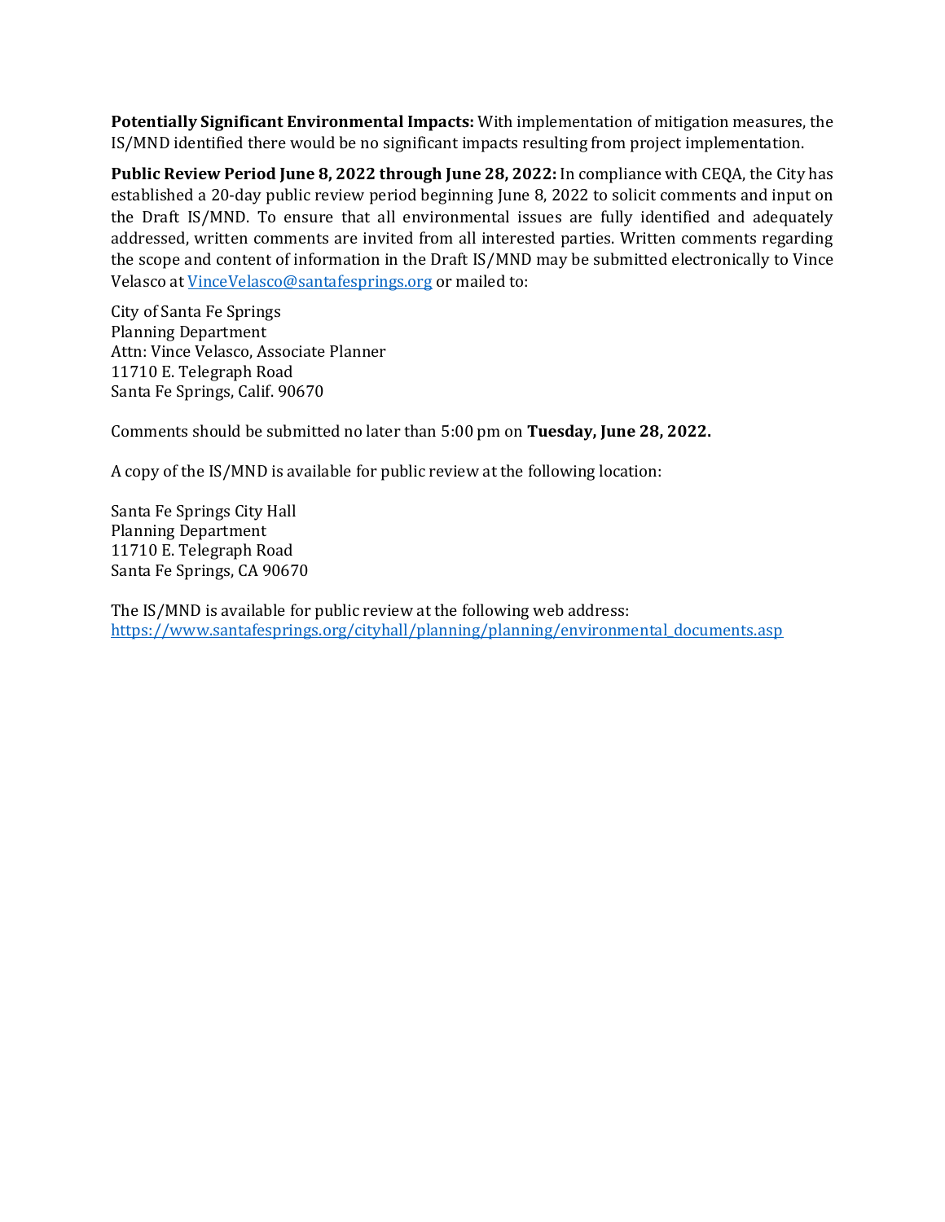**Potentially Significant Environmental Impacts:** With implementation of mitigation measures, the IS/MND identified there would be no significant impacts resulting from project implementation.

**Public Review Period June 8, 2022 through June 28, 2022:** In compliance with CEQA, the City has established a 20-day public review period beginning June 8, 2022 to solicit comments and input on the Draft IS/MND. To ensure that all environmental issues are fully identified and adequately addressed, written comments are invited from all interested parties. Written comments regarding the scope and content of information in the Draft IS/MND may be submitted electronically to Vince Velasco at VinceVelasco@santafesprings.org or mailed to:

City of Santa Fe Springs  
Planning Department  
Attn: Vince Velasco, Associate Planner  
11710 E. Telegraph Road  
Santa Fe Springs, Calif. 90670

Comments should be submitted no later than 5:00 pm on **Tuesday, June 28, 2022.**

A copy of the IS/MND is available for public review at the following location:

Santa Fe Springs City Hall  
Planning Department  
11710 E. Telegraph Road  
Santa Fe Springs, CA 90670

The IS/MND is available for public review at the following web address:  
https://www.santafesprings.org/cityhall/planning/planning/environmental_documents.asp